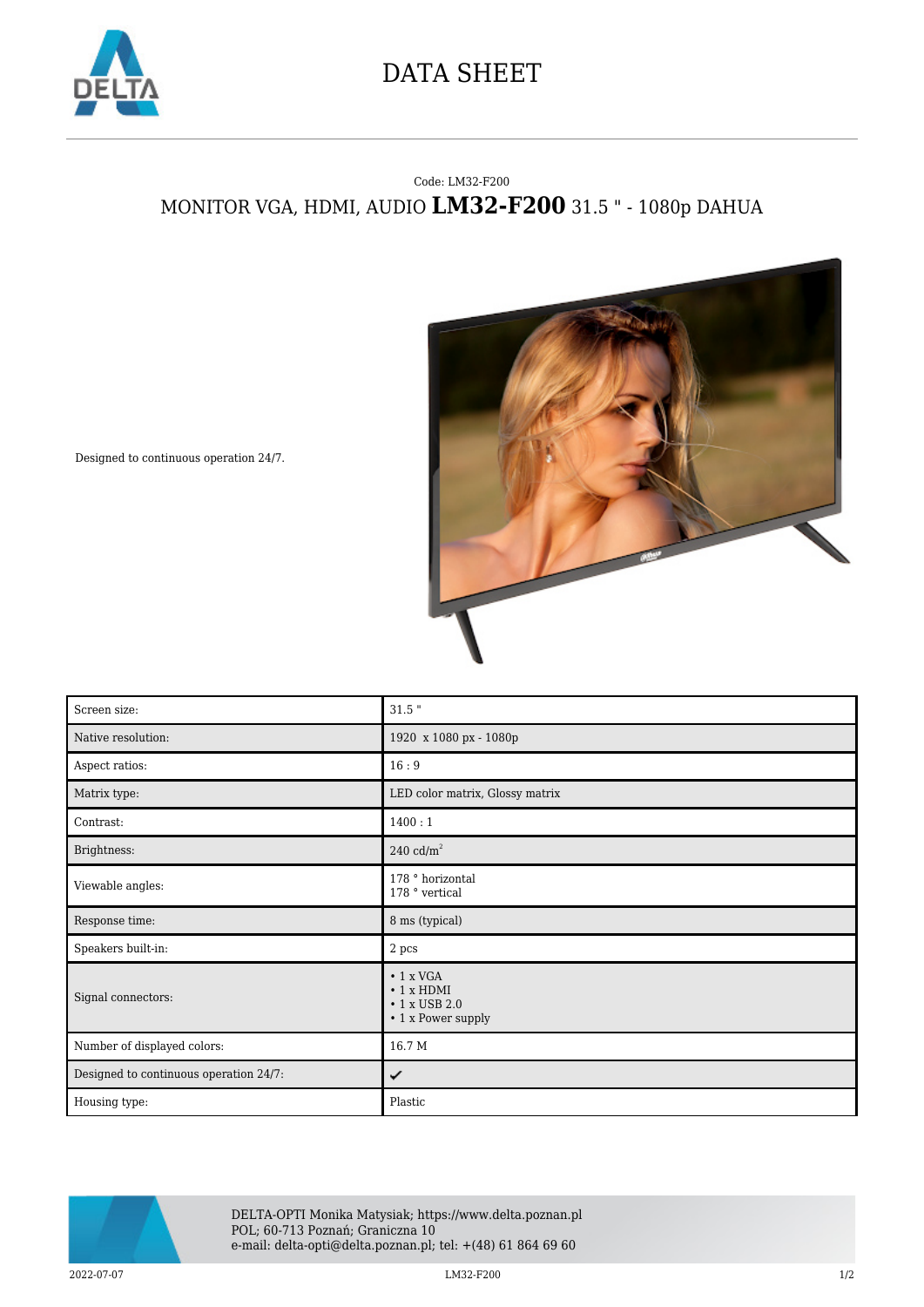# DATA SHEET

Code: LM32-F200

## MONITOR VGA, HDMI, AUDIO **LM32-F200** 31.5 " - 1080p DAHUA

Designed to continuous operation 24/7.

| | |
|---|---|
| Screen size: | 31.5 " |
| Native resolution: | 1920 x 1080 px - 1080p |
| Aspect ratios: | 16 : 9 |
| Matrix type: | LED color matrix, Glossy matrix |
| Contrast: | 1400 : 1 |
| Brightness: | 240 cd/m² |
| Viewable angles: | 178 ° horizontal<br>178 ° vertical |
| Response time: | 8 ms (typical) |
| Speakers built-in: | 2 pcs |
| Signal connectors: | • 1 x VGA<br>• 1 x HDMI<br>• 1 x USB 2.0<br>• 1 x Power supply |
| Number of displayed colors: | 16.7 M |
| Designed to continuous operation 24/7: | ✔ |
| Housing type: | Plastic |

DELTA-OPTI Monika Matysiak; https://www.delta.poznan.pl
POL; 60-713 Poznań; Graniczna 10
e-mail: delta-opti@delta.poznan.pl; tel: +(48) 61 864 69 60

2022-07-07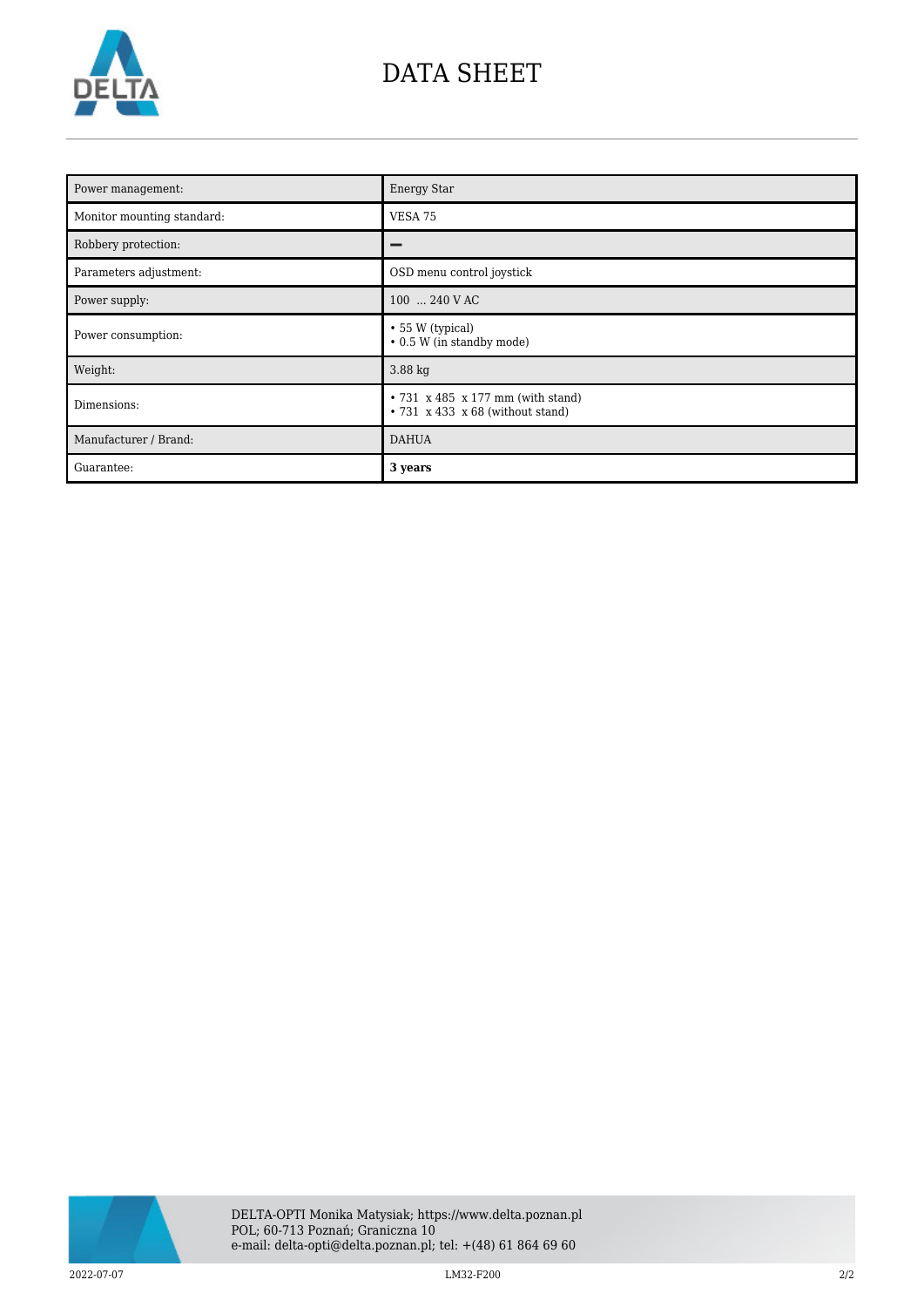# DATA SHEET

| | |
|---|---|
| Power management: | Energy Star |
| Monitor mounting standard: | VESA 75 |
| Robbery protection: | – |
| Parameters adjustment: | OSD menu control joystick |
| Power supply: | 100 ... 240 V AC |
| Power consumption: | • 55 W (typical)<br>• 0.5 W (in standby mode) |
| Weight: | 3.88 kg |
| Dimensions: | • 731 x 485 x 177 mm (with stand)<br>• 731 x 433 x 68 (without stand) |
| Manufacturer / Brand: | DAHUA |
| Guarantee: | **3 years** |

DELTA-OPTI Monika Matysiak; https://www.delta.poznan.pl
POL; 60-713 Poznań; Graniczna 10
e-mail: delta-opti@delta.poznan.pl; tel: +(48) 61 864 69 60

2022-07-07 LM32-F200